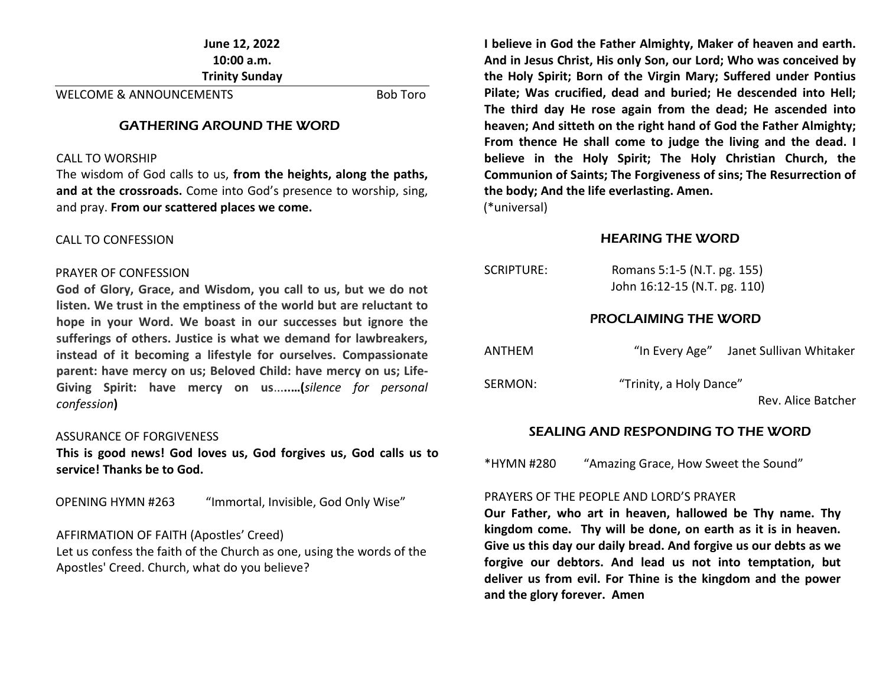**June 12, 2022**
**10:00 a.m.**
**Trinity Sunday**

WELCOME & ANNOUNCEMENTS — Bob Toro

## GATHERING AROUND THE WORD

CALL TO WORSHIP

The wisdom of God calls to us, **from the heights, along the paths, and at the crossroads.** Come into God's presence to worship, sing, and pray. **From our scattered places we come.**

CALL TO CONFESSION

PRAYER OF CONFESSION

**God of Glory, Grace, and Wisdom, you call to us, but we do not listen. We trust in the emptiness of the world but are reluctant to hope in your Word. We boast in our successes but ignore the sufferings of others. Justice is what we demand for lawbreakers, instead of it becoming a lifestyle for ourselves. Compassionate parent: have mercy on us; Beloved Child: have mercy on us; Life-Giving Spirit: have mercy on us**…..**(***silence for personal confession***)**

ASSURANCE OF FORGIVENESS

**This is good news! God loves us, God forgives us, God calls us to service! Thanks be to God.**

OPENING HYMN #263 — "Immortal, Invisible, God Only Wise"

AFFIRMATION OF FAITH (Apostles' Creed)

Let us confess the faith of the Church as one, using the words of the Apostles' Creed. Church, what do you believe?

**I believe in God the Father Almighty, Maker of heaven and earth. And in Jesus Christ, His only Son, our Lord; Who was conceived by the Holy Spirit; Born of the Virgin Mary; Suffered under Pontius Pilate; Was crucified, dead and buried; He descended into Hell; The third day He rose again from the dead; He ascended into heaven; And sitteth on the right hand of God the Father Almighty; From thence He shall come to judge the living and the dead. I believe in the Holy Spirit; The Holy Christian Church, the Communion of Saints; The Forgiveness of sins; The Resurrection of the body; And the life everlasting. Amen.**

(*universal)

## HEARING THE WORD

SCRIPTURE: Romans 5:1-5 (N.T. pg. 155)
John 16:12-15 (N.T. pg. 110)

## PROCLAIMING THE WORD

ANTHEM — "In Every Age" — Janet Sullivan Whitaker

SERMON: "Trinity, a Holy Dance" — Rev. Alice Batcher

## SEALING AND RESPONDING TO THE WORD

*HYMN #280 — "Amazing Grace, How Sweet the Sound"

PRAYERS OF THE PEOPLE AND LORD'S PRAYER

**Our Father, who art in heaven, hallowed be Thy name. Thy kingdom come. Thy will be done, on earth as it is in heaven. Give us this day our daily bread. And forgive us our debts as we forgive our debtors. And lead us not into temptation, but deliver us from evil. For Thine is the kingdom and the power and the glory forever. Amen**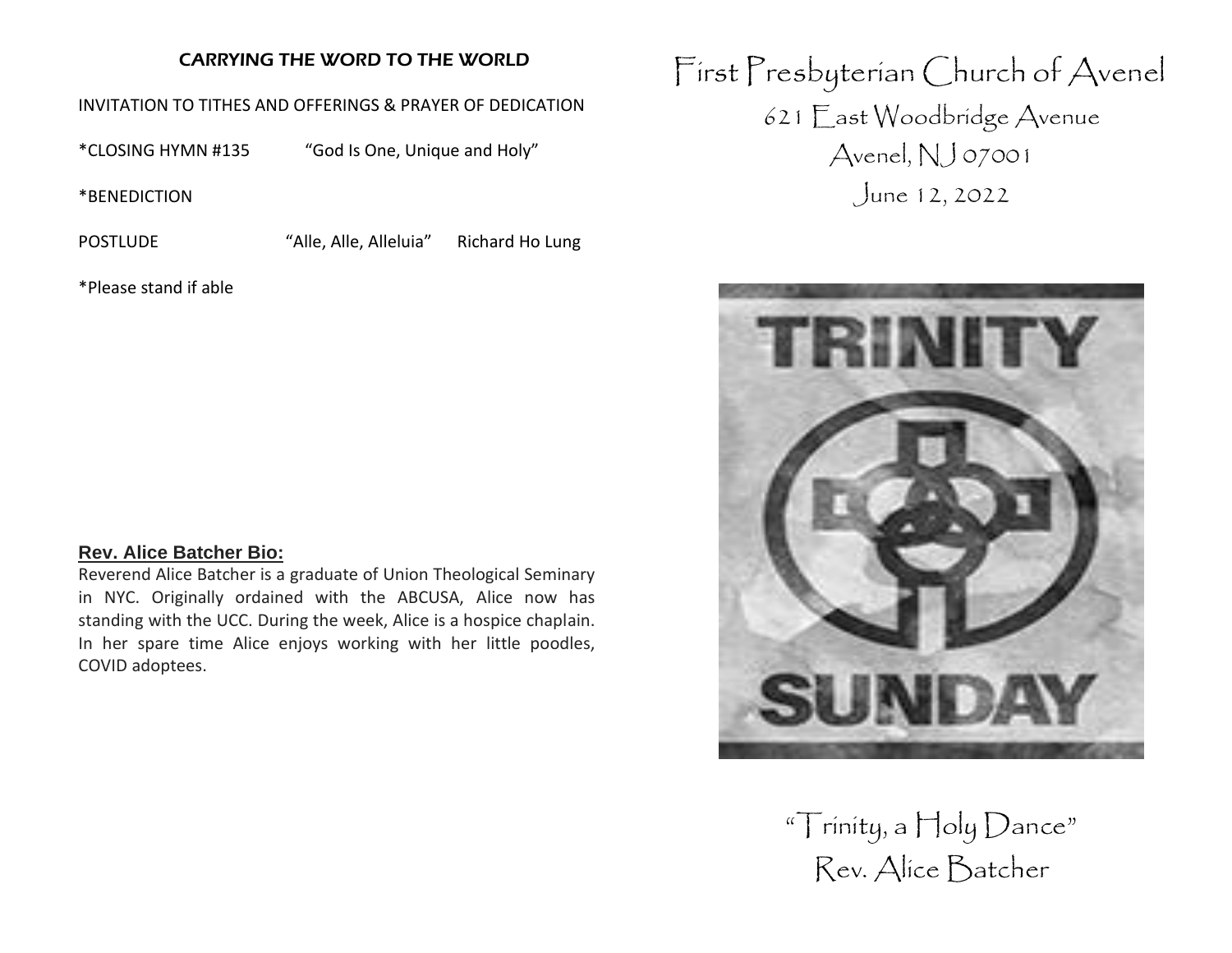## CARRYING THE WORD TO THE WORLD

INVITATION TO TITHES AND OFFERINGS & PRAYER OF DEDICATION

*CLOSING HYMN #135 "God Is One, Unique and Holy"

*BENEDICTION

POSTLUDE "Alle, Alle, Alleluia" Richard Ho Lung

*Please stand if able

**Rev. Alice Batcher Bio:**

Reverend Alice Batcher is a graduate of Union Theological Seminary in NYC. Originally ordained with the ABCUSA, Alice now has standing with the UCC. During the week, Alice is a hospice chaplain. In her spare time Alice enjoys working with her little poodles, COVID adoptees.

# First Presbyterian Church of Avenel

621 East Woodbridge Avenue
Avenel, NJ 07001
June 12, 2022

TRINITY SUNDAY

"Trinity, a Holy Dance"
Rev. Alice Batcher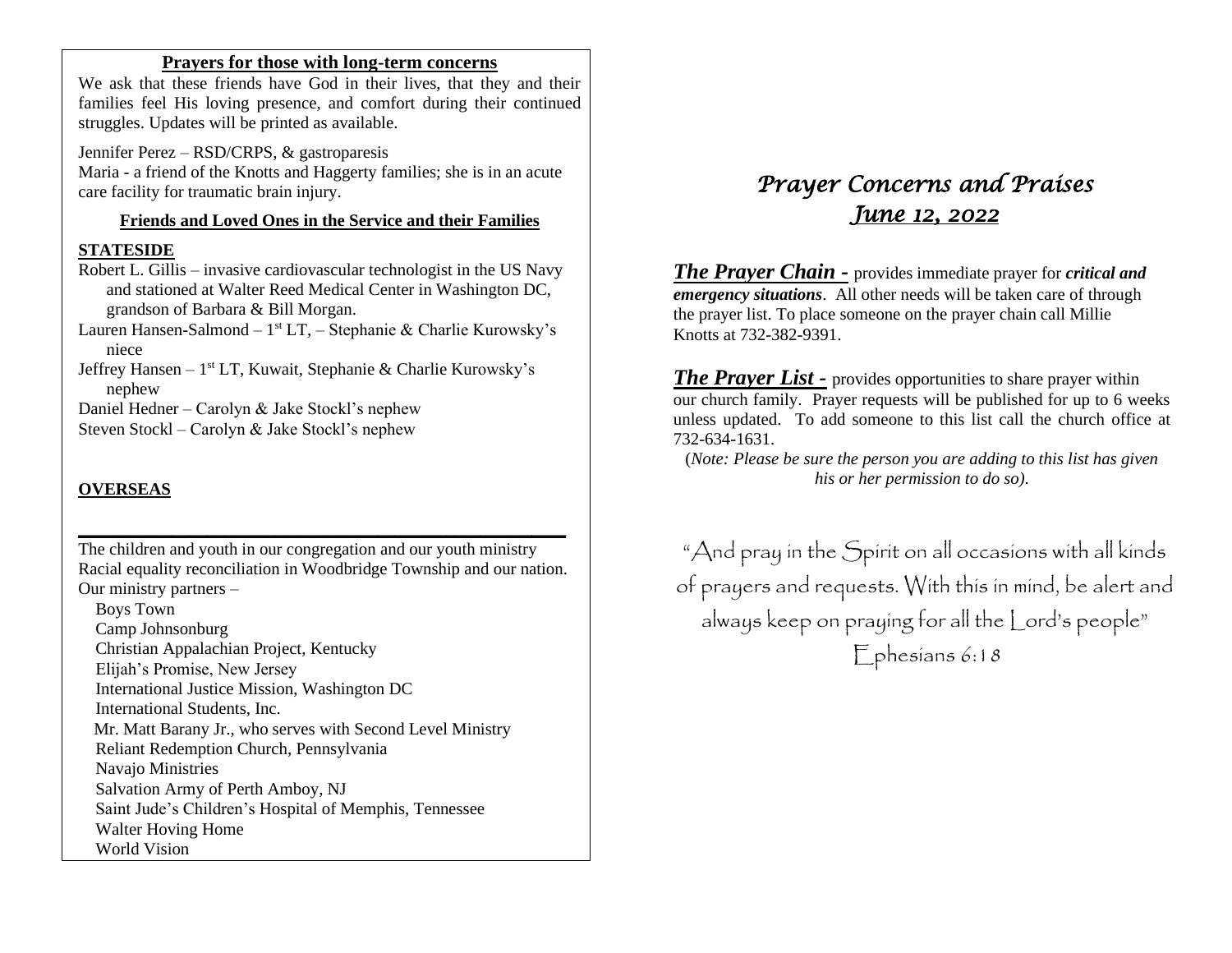## Prayers for those with long-term concerns

We ask that these friends have God in their lives, that they and their families feel His loving presence, and comfort during their continued struggles. Updates will be printed as available.

Jennifer Perez – RSD/CRPS, & gastroparesis
Maria - a friend of the Knotts and Haggerty families; she is in an acute care facility for traumatic brain injury.

### Friends and Loved Ones in the Service and their Families

**STATESIDE**

Robert L. Gillis – invasive cardiovascular technologist in the US Navy and stationed at Walter Reed Medical Center in Washington DC, grandson of Barbara & Bill Morgan.
Lauren Hansen-Salmond – 1st LT, – Stephanie & Charlie Kurowsky's niece
Jeffrey Hansen – 1st LT, Kuwait, Stephanie & Charlie Kurowsky's nephew
Daniel Hedner – Carolyn & Jake Stockl's nephew
Steven Stockl – Carolyn & Jake Stockl's nephew

**OVERSEAS**

---

The children and youth in our congregation and our youth ministry
Racial equality reconciliation in Woodbridge Township and our nation.
Our ministry partners –

- Boys Town
- Camp Johnsonburg
- Christian Appalachian Project, Kentucky
- Elijah's Promise, New Jersey
- International Justice Mission, Washington DC
- International Students, Inc.
- Mr. Matt Barany Jr., who serves with Second Level Ministry
- Reliant Redemption Church, Pennsylvania
- Navajo Ministries
- Salvation Army of Perth Amboy, NJ
- Saint Jude's Children's Hospital of Memphis, Tennessee
- Walter Hoving Home
- World Vision

# *Prayer Concerns and Praises*
## *June 12, 2022*

***The Prayer Chain -*** provides immediate prayer for ***critical and emergency situations***. All other needs will be taken care of through the prayer list. To place someone on the prayer chain call Millie Knotts at 732-382-9391.

***The Prayer List -*** provides opportunities to share prayer within our church family. Prayer requests will be published for up to 6 weeks unless updated. To add someone to this list call the church office at 732-634-1631.

(*Note: Please be sure the person you are adding to this list has given his or her permission to do so).*

"And pray in the Spirit on all occasions with all kinds of prayers and requests. With this in mind, be alert and always keep on praying for all the Lord's people"
Ephesians 6:18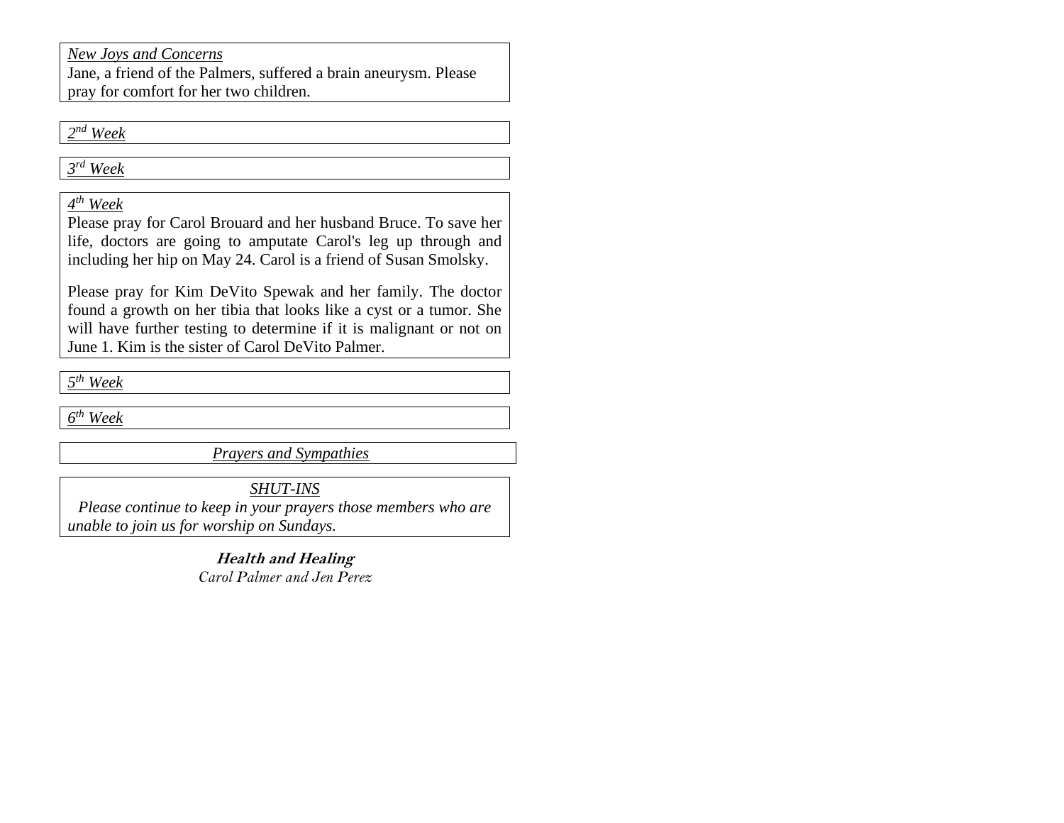*New Joys and Concerns*

Jane, a friend of the Palmers, suffered a brain aneurysm. Please pray for comfort for her two children.

*2nd Week*

*3rd Week*

*4th Week*

Please pray for Carol Brouard and her husband Bruce. To save her life, doctors are going to amputate Carol's leg up through and including her hip on May 24. Carol is a friend of Susan Smolsky.

Please pray for Kim DeVito Spewak and her family. The doctor found a growth on her tibia that looks like a cyst or a tumor. She will have further testing to determine if it is malignant or not on June 1. Kim is the sister of Carol DeVito Palmer.

*5th Week*

*6th Week*

*Prayers and Sympathies*

*SHUT-INS*

*Please continue to keep in your prayers those members who are unable to join us for worship on Sundays.*

***Health and Healing***

*Carol Palmer and Jen Perez*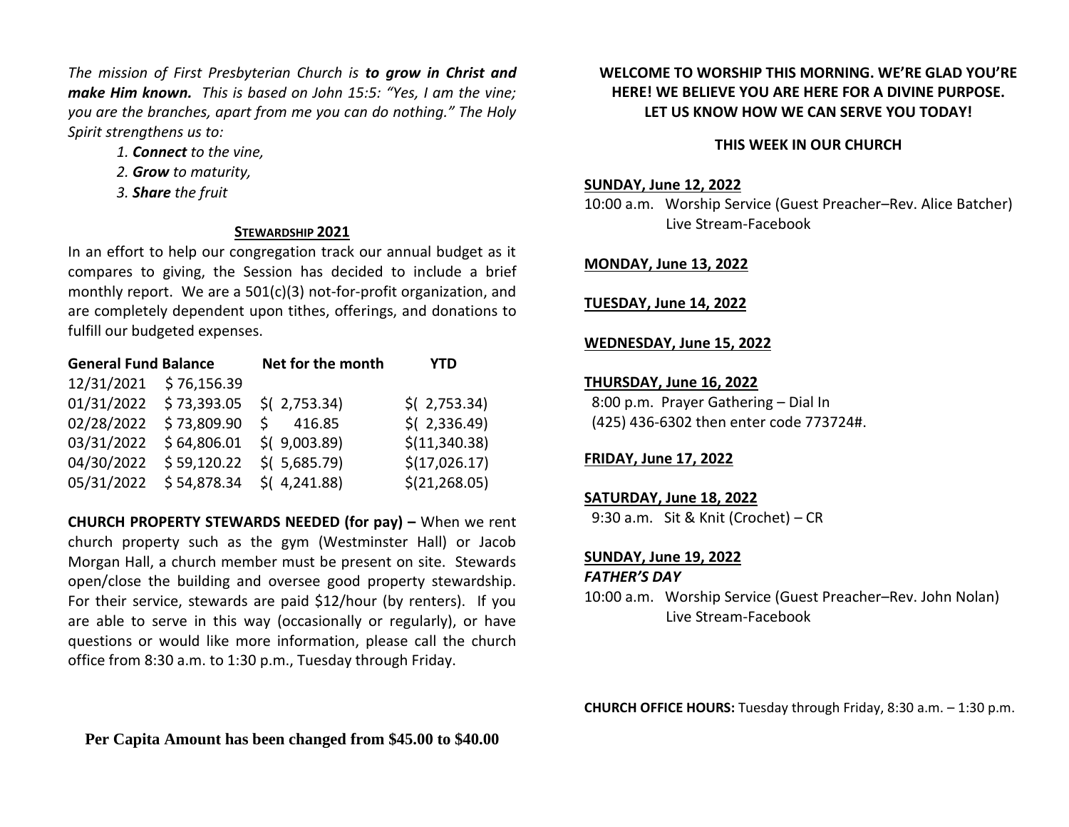*The mission of First Presbyterian Church is **to grow in Christ and make Him known.** This is based on John 15:5: "Yes, I am the vine; you are the branches, apart from me you can do nothing." The Holy Spirit strengthens us to:*

1. ***Connect** to the vine,*
2. ***Grow** to maturity,*
3. ***Share** the fruit*

## STEWARDSHIP 2021

In an effort to help our congregation track our annual budget as it compares to giving, the Session has decided to include a brief monthly report. We are a 501(c)(3) not-for-profit organization, and are completely dependent upon tithes, offerings, and donations to fulfill our budgeted expenses.

| General Fund Balance | | Net for the month | YTD |
|---|---|---|---|
| 12/31/2021 | $ 76,156.39 | | |
| 01/31/2022 | $ 73,393.05 | $( 2,753.34) | $( 2,753.34) |
| 02/28/2022 | $ 73,809.90 | $ 416.85 | $( 2,336.49) |
| 03/31/2022 | $ 64,806.01 | $( 9,003.89) | $(11,340.38) |
| 04/30/2022 | $ 59,120.22 | $( 5,685.79) | $(17,026.17) |
| 05/31/2022 | $ 54,878.34 | $( 4,241.88) | $(21,268.05) |

**CHURCH PROPERTY STEWARDS NEEDED (for pay) –** When we rent church property such as the gym (Westminster Hall) or Jacob Morgan Hall, a church member must be present on site. Stewards open/close the building and oversee good property stewardship. For their service, stewards are paid $12/hour (by renters). If you are able to serve in this way (occasionally or regularly), or have questions or would like more information, please call the church office from 8:30 a.m. to 1:30 p.m., Tuesday through Friday.

**Per Capita Amount has been changed from $45.00 to $40.00**

**WELCOME TO WORSHIP THIS MORNING. WE'RE GLAD YOU'RE HERE! WE BELIEVE YOU ARE HERE FOR A DIVINE PURPOSE. LET US KNOW HOW WE CAN SERVE YOU TODAY!**

## THIS WEEK IN OUR CHURCH

**SUNDAY, June 12, 2022**
10:00 a.m. Worship Service (Guest Preacher–Rev. Alice Batcher)
Live Stream-Facebook

**MONDAY, June 13, 2022**

**TUESDAY, June 14, 2022**

**WEDNESDAY, June 15, 2022**

**THURSDAY, June 16, 2022**
8:00 p.m. Prayer Gathering – Dial In
(425) 436-6302 then enter code 773724#.

**FRIDAY, June 17, 2022**

**SATURDAY, June 18, 2022**
9:30 a.m. Sit & Knit (Crochet) – CR

**SUNDAY, June 19, 2022**
***FATHER'S DAY***
10:00 a.m. Worship Service (Guest Preacher–Rev. John Nolan)
Live Stream-Facebook

**CHURCH OFFICE HOURS:** Tuesday through Friday, 8:30 a.m. – 1:30 p.m.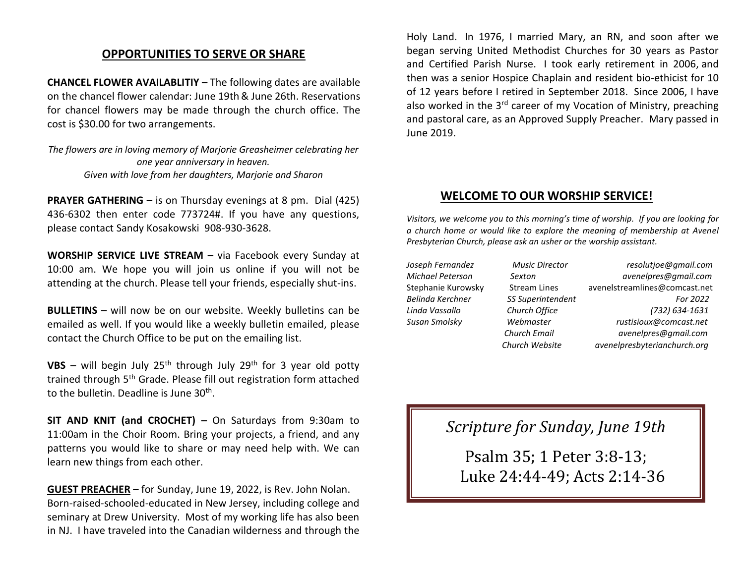## OPPORTUNITIES TO SERVE OR SHARE

**CHANCEL FLOWER AVAILABLITIY –** The following dates are available on the chancel flower calendar: June 19th & June 26th. Reservations for chancel flowers may be made through the church office. The cost is $30.00 for two arrangements.

*The flowers are in loving memory of Marjorie Greasheimer celebrating her one year anniversary in heaven.*
*Given with love from her daughters, Marjorie and Sharon*

**PRAYER GATHERING –** is on Thursday evenings at 8 pm. Dial (425) 436-6302 then enter code 773724#. If you have any questions, please contact Sandy Kosakowski 908-930-3628.

**WORSHIP SERVICE LIVE STREAM –** via Facebook every Sunday at 10:00 am. We hope you will join us online if you will not be attending at the church. Please tell your friends, especially shut-ins.

**BULLETINS** – will now be on our website. Weekly bulletins can be emailed as well. If you would like a weekly bulletin emailed, please contact the Church Office to be put on the emailing list.

**VBS** – will begin July 25th through July 29th for 3 year old potty trained through 5th Grade. Please fill out registration form attached to the bulletin. Deadline is June 30th.

**SIT AND KNIT (and CROCHET) –** On Saturdays from 9:30am to 11:00am in the Choir Room. Bring your projects, a friend, and any patterns you would like to share or may need help with. We can learn new things from each other.

**GUEST PREACHER –** for Sunday, June 19, 2022, is Rev. John Nolan. Born-raised-schooled-educated in New Jersey, including college and seminary at Drew University. Most of my working life has also been in NJ. I have traveled into the Canadian wilderness and through the Holy Land. In 1976, I married Mary, an RN, and soon after we began serving United Methodist Churches for 30 years as Pastor and Certified Parish Nurse. I took early retirement in 2006, and then was a senior Hospice Chaplain and resident bio-ethicist for 10 of 12 years before I retired in September 2018. Since 2006, I have also worked in the 3rd career of my Vocation of Ministry, preaching and pastoral care, as an Approved Supply Preacher. Mary passed in June 2019.

## WELCOME TO OUR WORSHIP SERVICE!

*Visitors, we welcome you to this morning's time of worship. If you are looking for a church home or would like to explore the meaning of membership at Avenel Presbyterian Church, please ask an usher or the worship assistant.*

| | | |
|---|---|---|
| *Joseph Fernandez* | *Music Director* | *resolutjoe@gmail.com* |
| *Michael Peterson* | *Sexton* | *avenelpres@gmail.com* |
| Stephanie Kurowsky | Stream Lines | avenelstreamlines@comcast.net |
| *Belinda Kerchner* | *SS Superintendent* | *For 2022* |
| *Linda Vassallo* | *Church Office* | *(732) 634-1631* |
| *Susan Smolsky* | *Webmaster* | *rustisioux@comcast.net* |
| | *Church Email* | *avenelpres@gmail.com* |
| | *Church Website* | *avenelpresbyterianchurch.org* |

*Scripture for Sunday, June 19th*

Psalm 35; 1 Peter 3:8-13;
Luke 24:44-49; Acts 2:14-36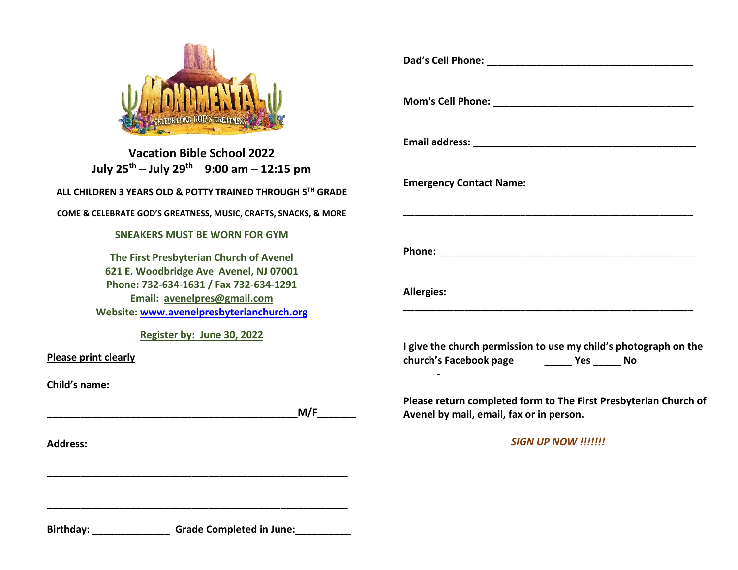MONUMENTAL

CELEBRATING GOD'S GREATNESS

**Vacation Bible School 2022**

**July 25th – July 29th 9:00 am – 12:15 pm**

**ALL CHILDREN 3 YEARS OLD & POTTY TRAINED THROUGH 5TH GRADE**

**COME & CELEBRATE GOD'S GREATNESS, MUSIC, CRAFTS, SNACKS, & MORE**

**SNEAKERS MUST BE WORN FOR GYM**

**The First Presbyterian Church of Avenel**
**621 E. Woodbridge Ave Avenel, NJ 07001**
**Phone: 732-634-1631 / Fax 732-634-1291**
**Email: avenelpres@gmail.com**
**Website: www.avenelpresbyterianchurch.org**

**Register by: June 30, 2022**

**Please print clearly**

**Child's name:**

_____________________________________________M/F_______

**Address:**

_______________________________________________________

_______________________________________________________

**Birthday:** ______________ **Grade Completed in June:**__________

**Dad's Cell Phone:** _____________________________________

**Mom's Cell Phone:** ____________________________________

**Email address:** ________________________________________

**Emergency Contact Name:**

_______________________________________________________

**Phone:** ______________________________________________

**Allergies:**

_______________________________________________________

**I give the church permission to use my child's photograph on the church's Facebook page** _____ **Yes** _____ **No**

**Please return completed form to The First Presbyterian Church of Avenel by mail, email, fax or in person.**

***SIGN UP NOW !!!!!!***